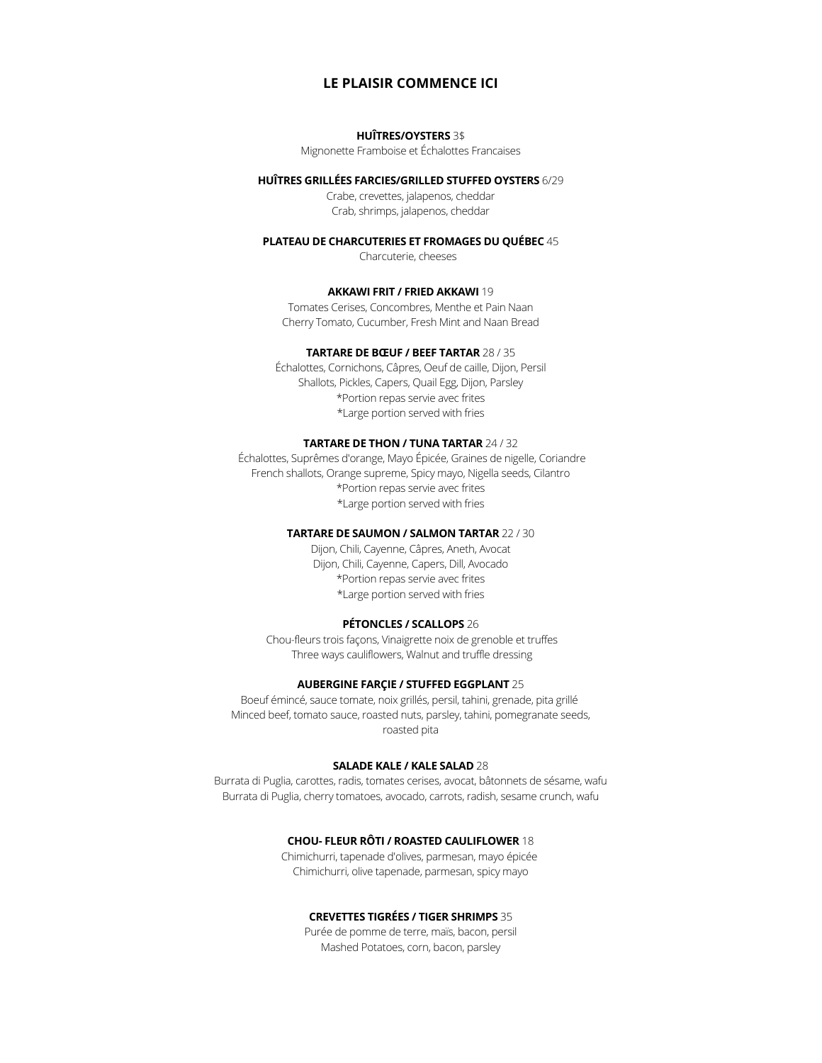## LE PLAISIR COMMENCE ICI

**HUÎTRES/OYSTERS** 3$
Mignonette Framboise et Échalottes Francaises

**HUÎTRES GRILLÉES FARCIES/GRILLED STUFFED OYSTERS** 6/29
Crabe, crevettes, jalapenos, cheddar
Crab, shrimps, jalapenos, cheddar

**PLATEAU DE CHARCUTERIES ET FROMAGES DU QUÉBEC** 45
Charcuterie, cheeses

**AKKAWI FRIT / FRIED AKKAWI** 19
Tomates Cerises, Concombres, Menthe et Pain Naan
Cherry Tomato, Cucumber, Fresh Mint and Naan Bread

**TARTARE DE BŒUF / BEEF TARTAR** 28 / 35
Échalottes, Cornichons, Câpres, Oeuf de caille, Dijon, Persil
Shallots, Pickles, Capers, Quail Egg, Dijon, Parsley
*Portion repas servie avec frites
*Large portion served with fries

**TARTARE DE THON / TUNA TARTAR** 24 / 32
Échalottes, Suprêmes d'orange, Mayo Épicée, Graines de nigelle, Coriandre
French shallots, Orange supreme, Spicy mayo, Nigella seeds, Cilantro
*Portion repas servie avec frites
*Large portion served with fries

**TARTARE DE SAUMON / SALMON TARTAR** 22 / 30
Dijon, Chili, Cayenne, Câpres, Aneth, Avocat
Dijon, Chili, Cayenne, Capers, Dill, Avocado
*Portion repas servie avec frites
*Large portion served with fries

**PÉTONCLES / SCALLOPS** 26
Chou-fleurs trois façons, Vinaigrette noix de grenoble et truffes
Three ways cauliflowers, Walnut and truffle dressing

**AUBERGINE FARÇIE / STUFFED EGGPLANT** 25
Boeuf émincé, sauce tomate, noix grillés, persil, tahini, grenade, pita grillé
Minced beef, tomato sauce, roasted nuts, parsley, tahini, pomegranate seeds, roasted pita

**SALADE KALE / KALE SALAD** 28
Burrata di Puglia, carottes, radis, tomates cerises, avocat, bâtonnets de sésame, wafu
Burrata di Puglia, cherry tomatoes, avocado, carrots, radish, sesame crunch, wafu

**CHOU- FLEUR RÔTI / ROASTED CAULIFLOWER** 18
Chimichurri, tapenade d'olives, parmesan, mayo épicée
Chimichurri, olive tapenade, parmesan, spicy mayo

**CREVETTES TIGRÉES / TIGER SHRIMPS** 35
Purée de pomme de terre, maïs, bacon, persil
Mashed Potatoes, corn, bacon, parsley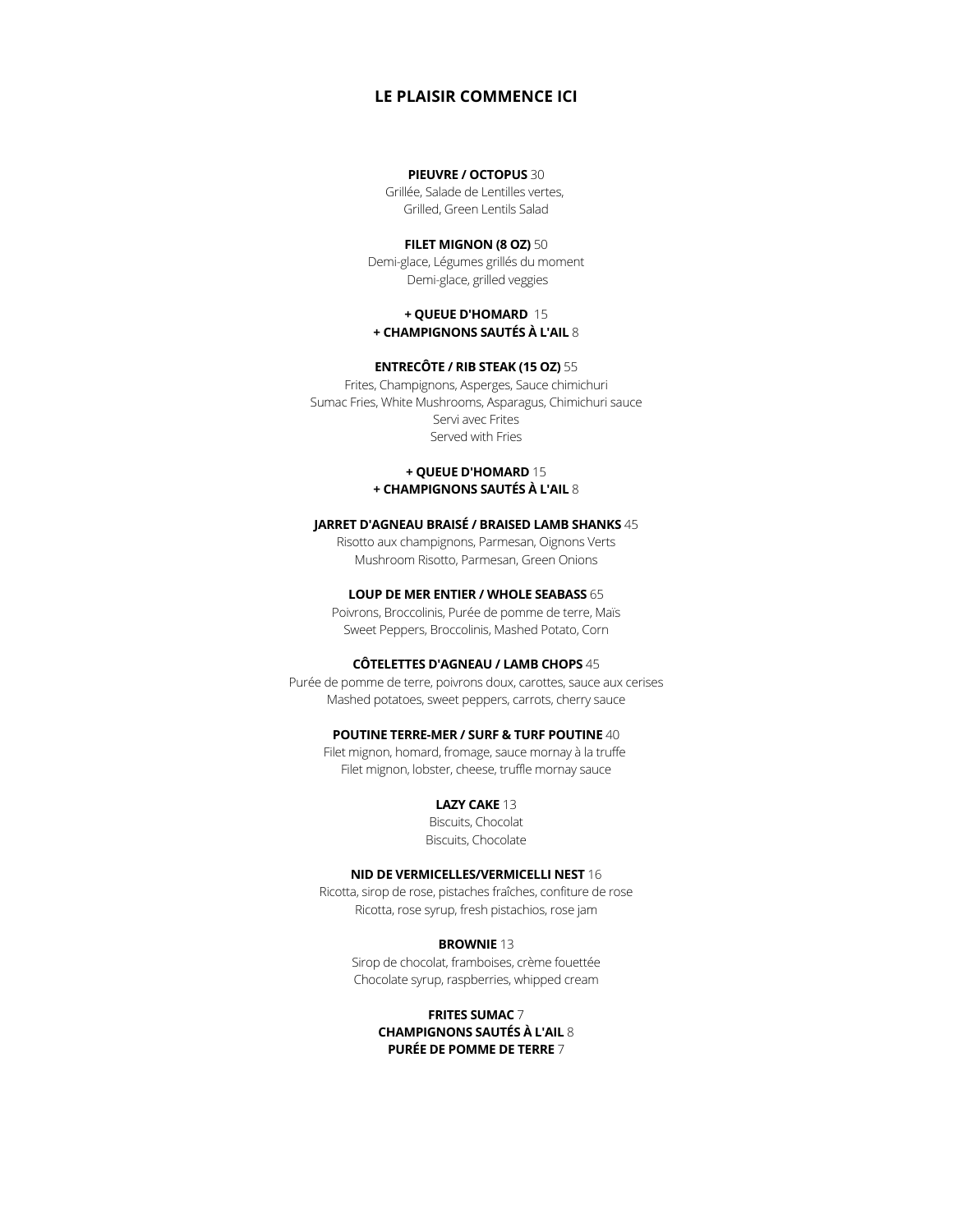## LE PLAISIR COMMENCE ICI

**PIEUVRE / OCTOPUS** 30
Grillée, Salade de Lentilles vertes,
Grilled, Green Lentils Salad

**FILET MIGNON (8 OZ)** 50
Demi-glace, Légumes grillés du moment
Demi-glace, grilled veggies

**+ QUEUE D'HOMARD** 15
**+ CHAMPIGNONS SAUTÉS À L'AIL** 8

**ENTRECÔTE / RIB STEAK (15 OZ)** 55
Frites, Champignons, Asperges, Sauce chimichuri
Sumac Fries, White Mushrooms, Asparagus, Chimichuri sauce
Servi avec Frites
Served with Fries

**+ QUEUE D'HOMARD** 15
**+ CHAMPIGNONS SAUTÉS À L'AIL** 8

**JARRET D'AGNEAU BRAISÉ / BRAISED LAMB SHANKS** 45
Risotto aux champignons, Parmesan, Oignons Verts
Mushroom Risotto, Parmesan, Green Onions

**LOUP DE MER ENTIER / WHOLE SEABASS** 65
Poivrons, Broccolinis, Purée de pomme de terre, Maïs
Sweet Peppers, Broccolinis, Mashed Potato, Corn

**CÔTELETTES D'AGNEAU / LAMB CHOPS** 45
Purée de pomme de terre, poivrons doux, carottes, sauce aux cerises
Mashed potatoes, sweet peppers, carrots, cherry sauce

**POUTINE TERRE-MER / SURF & TURF POUTINE** 40
Filet mignon, homard, fromage, sauce mornay à la truffe
Filet mignon, lobster, cheese, truffle mornay sauce

**LAZY CAKE** 13
Biscuits, Chocolat
Biscuits, Chocolate

**NID DE VERMICELLES/VERMICELLI NEST** 16
Ricotta, sirop de rose, pistaches fraîches, confiture de rose
Ricotta, rose syrup, fresh pistachios, rose jam

**BROWNIE** 13
Sirop de chocolat, framboises, crème fouettée
Chocolate syrup, raspberries, whipped cream

**FRITES SUMAC** 7
**CHAMPIGNONS SAUTÉS À L'AIL** 8
**PURÉE DE POMME DE TERRE** 7